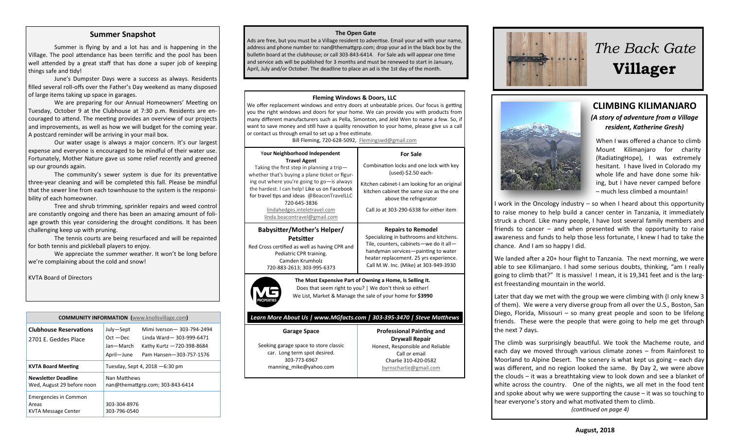## Summer Snapshot

Summer is flying by and a lot has and is happening in the Village. The pool attendance has been terrific and the pool has been well attended by a great staff that has done a super job of keeping things safe and tidy!

June's Dumpster Days were a success as always. Residents filled several roll-offs over the Father's Day weekend as many disposed of large items taking up space in garages.

We are preparing for our Annual Homeowners' Meeting on Tuesday, October 9 at the Clubhouse at 7:30 p.m. Residents are encouraged to attend. The meeting provides an overview of our projects and improvements, as well as how we will budget for the coming year. A postcard reminder will be arriving in your mail box.

Our water usage is always a major concern. It's our largest expense and everyone is encouraged to be mindful of their water use. Fortunately, Mother Nature gave us some relief recently and greened up our grounds again.

The community's sewer system is due for its preventative three-year cleaning and will be completed this fall. Please be mindful that the sewer line from each townhouse to the system is the responsibility of each homeowner.

Tree and shrub trimming, sprinkler repairs and weed control are constantly ongoing and there has been an amazing amount of foliage growth this year considering the drought conditions. It has been challenging keep up with pruning.

The tennis courts are being resurfaced and will be repainted for both tennis and pickleball players to enjoy.

We appreciate the summer weather. It won't be long before we're complaining about the cold and snow!

KVTA Board of Directors

**COMMUNITY INFORMATION (www.knollsvillage.com)**

| | | |
|---|---|---|
| **Clubhouse Reservations**<br>2701 E. Geddes Place | July—Sept | Mimi Iverson— 303-794-2494 |
| | Oct —Dec | Linda Ward— 303-999-6471 |
| | Jan—March | Kathy Kurtz —720-398-8684 |
| | April—June | Pam Hansen—303-757-1576 |
| **KVTA Board Meeting** | Tuesday, Sept 4, 2018 —6:30 pm | |
| **Newsletter Deadline**<br>Wed, August 29 before noon | Nan Matthews<br>nan@themattgrp.com; 303-843-6414 | |
| Emergencies in Common Areas<br>KVTA Message Center | 303-304-8976<br>303-796-0540 | |

### The Open Gate

Ads are free, but you must be a Village resident to advertise. Email your ad with your name, address and phone number to: nan@themattgrp.com; drop your ad in the black box by the bulletin board at the clubhouse; or call 303-843-6414. For Sale ads will appear one time and service ads will be published for 3 months and must be renewed to start in January, April, July and/or October. The deadline to place an ad is the 1st day of the month.

**Fleming Windows & Doors, LLC**

We offer replacement windows and entry doors at unbeatable prices. Our focus is getting you the right windows and doors for your home. We can provide you with products from many different manufacturers such as Pella, Simonton, and Jeld Wen to name a few. So, if want to save money and still have a quality renovation to your home, please give us a call or contact us through email to set up a free estimate.

Bill Fleming, 720-628-5092, Flemingswd@gmail.com

**Your Neighborhood Independent Travel Agent**

Taking the first step in planning a trip—whether that's buying a plane ticket or figuring out where you're going to go—is always the hardest. I can help! Like us on Facebook for travel tips and ideas @BeaconTravelLLC
720-645-3836
lindahedges.inteletravel.com
linda.beacontravel@gmail.com

**For Sale**

Combination locks and one lock with key (used)-$2.50 each-

Kitchen cabinet-I am looking for an original kitchen cabinet the same size as the one above the refrigerator

Call Jo at 303-290-6338 for either item

**Babysitter/Mother's Helper/ Petsitter**

Red Cross certified as well as having CPR and Pediatric CPR training.
Camden Krumholz
720-883-2613; 303-995-6373

**Repairs to Remodel**

Specializing in bathrooms and kitchens. Tile, counters, cabinets—we do it all—handyman services—painting to water heater replacement. 25 yrs experience. Call M.W. Inc. (Mike) at 303-949-3930

**The Most Expensive Part of Owning a Home, Is Selling It.**
Does that seem right to you? | We don't think so either!
We List, Market & Manage the sale of your home for **$3990**

*Learn More About Us | www.MGfacts.com | 303-395-3470 | Steve Matthews*

**Garage Space**

Seeking garage space to store classic car. Long term spot desired.
303-773-6967
manning_mike@yahoo.com

**Professional Painting and Drywall Repair**

Honest, Responsible and Reliable
Call or email
Charlie 310-420-0582
byrnscharlie@gmail.com

# *The Back Gate* **Villager**

## CLIMBING KILIMANJARO

***(A story of adventure from a Village resident, Katherine Gresh)***

When I was offered a chance to climb Mount Kilimanjaro for charity (RadiatingHope), I was extremely hesitant. I have lived in Colorado my whole life and have done some hiking, but I have never camped before – much less climbed a mountain!

I work in the Oncology industry – so when I heard about this opportunity to raise money to help build a cancer center in Tanzania, it immediately struck a chord. Like many people, I have lost several family members and friends to cancer – and when presented with the opportunity to raise awareness and funds to help those less fortunate, I knew I had to take the chance. And I am so happy I did.

We landed after a 20+ hour flight to Tanzania. The next morning, we were able to see Kilimanjaro. I had some serious doubts, thinking, "am I really going to climb that?" It is massive! I mean, it is 19,341 feet and is the largest freestanding mountain in the world.

Later that day we met with the group we were climbing with (I only knew 3 of them). We were a very diverse group from all over the U.S., Boston, San Diego, Florida, Missouri – so many great people and soon to be lifelong friends. These were the people that were going to help me get through the next 7 days.

The climb was surprisingly beautiful. We took the Macheme route, and each day we moved through various climate zones – from Rainforest to Moorland to Alpine Desert. The scenery is what kept us going – each day was different, and no region looked the same. By Day 2, we were above the clouds – it was a breathtaking view to look down and see a blanket of white across the country. One of the nights, we all met in the food tent and spoke about why we were supporting the cause – it was so touching to hear everyone's story and what motivated them to climb.

*(continued on page 4)*

**August, 2018**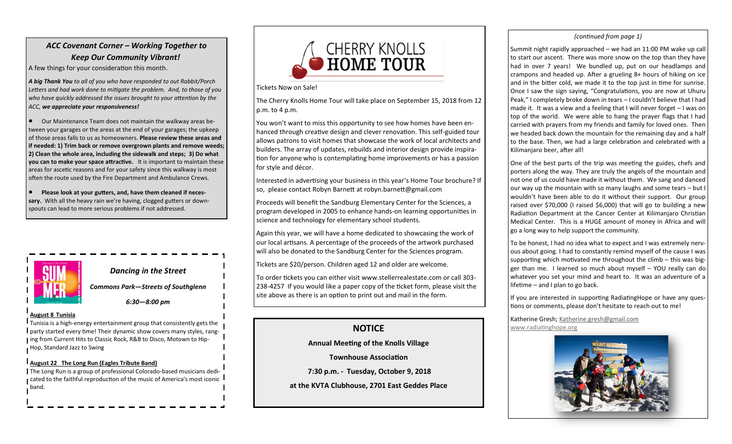## *ACC Covenant Corner – Working Together to Keep Our Community Vibrant!*

A few things for your consideration this month.

***A big Thank You** to all of you who have responded to out Rabbit/Porch Letters and had work done to mitigate the problem. And, to those of you who have quickly addressed the issues brought to your attention by the ACC, **we appreciate your responsiveness!***

- Our Maintenance Team does not maintain the walkway areas between your garages or the areas at the end of your garages; the upkeep of those areas falls to us as homeowners. **Please review these areas and if needed: 1) Trim back or remove overgrown plants and remove weeds; 2) Clean the whole area, including the sidewalk and steps; 3) Do what you can to make your space attractive.** It is important to maintain these areas for ascetic reasons and for your safety since this walkway is most often the route used by the Fire Department and Ambulance Crews.

- **Please look at your gutters, and, have them cleaned if necessary.** With all the heavy rain we're having, clogged gutters or downspouts can lead to more serious problems if not addressed.

## *Dancing in the Street*

***Commons Park—Streets of Southglenn***

***6:30—8:00 pm***

**August 8 Tunisia**

Tunisia is a high-energy entertainment group that consistently gets the party started every time! Their dynamic show covers many styles, ranging from Current Hits to Classic Rock, R&B to Disco, Motown to Hip-Hop, Standard Jazz to Swing

**August 22 The Long Run (Eagles Tribute Band)**

The Long Run is a group of professional Colorado-based musicians dedicated to the faithful reproduction of the music of America's most iconic band.

## CHERRY KNOLLS HOME TOUR

Tickets Now on Sale!

The Cherry Knolls Home Tour will take place on September 15, 2018 from 12 p.m. to 4 p.m.

You won't want to miss this opportunity to see how homes have been enhanced through creative design and clever renovation. This self-guided tour allows patrons to visit homes that showcase the work of local architects and builders. The array of updates, rebuilds and interior design provide inspiration for anyone who is contemplating home improvements or has a passion for style and décor.

Interested in advertising your business in this year's Home Tour brochure? If so, please contact Robyn Barnett at robyn.barnett@gmail.com

Proceeds will benefit the Sandburg Elementary Center for the Sciences, a program developed in 2005 to enhance hands-on learning opportunities in science and technology for elementary school students.

Again this year, we will have a home dedicated to showcasing the work of our local artisans. A percentage of the proceeds of the artwork purchased will also be donated to the Sandburg Center for the Sciences program.

Tickets are $20/person. Children aged 12 and older are welcome.

To order tickets you can either visit www.stellerrealestate.com or call 303-238-4257 If you would like a paper copy of the ticket form, please visit the site above as there is an option to print out and mail in the form.

## NOTICE

**Annual Meeting of the Knolls Village Townhouse Association**

**7:30 p.m. - Tuesday, October 9, 2018**

**at the KVTA Clubhouse, 2701 East Geddes Place**

*(continued from page 1)*

Summit night rapidly approached – we had an 11:00 PM wake up call to start our ascent. There was more snow on the top than they have had in over 7 years! We bundled up, put on our headlamps and crampons and headed up. After a grueling 8+ hours of hiking on ice and in the bitter cold, we made it to the top just in time for sunrise. Once I saw the sign saying, "Congratulations, you are now at Uhuru Peak," I completely broke down in tears – I couldn't believe that I had made it. It was a view and a feeling that I will never forget – I was on top of the world. We were able to hang the prayer flags that I had carried with prayers from my friends and family for loved ones. Then we headed back down the mountain for the remaining day and a half to the base. Then, we had a large celebration and celebrated with a Kilimanjaro beer, after all!

One of the best parts of the trip was meeting the guides, chefs and porters along the way. They are truly the angels of the mountain and not one of us could have made it without them. We sang and danced our way up the mountain with so many laughs and some tears – but I wouldn't have been able to do it without their support. Our group raised over $70,000 (I raised $6,000) that will go to building a new Radiation Department at the Cancer Center at Kilimanjaro Christian Medical Center. This is a HUGE amount of money in Africa and will go a long way to help support the community.

To be honest, I had no idea what to expect and I was extremely nervous about going. I had to constantly remind myself of the cause I was supporting which motivated me throughout the climb – this was bigger than me. I learned so much about myself – YOU really can do whatever you set your mind and heart to. It was an adventure of a lifetime – and I plan to go back.

If you are interested in supporting RadiatingHope or have any questions or comments, please don't hesitate to reach out to me!

Katherine Gresh; Katherine.gresh@gmail.com
www.radiatinghope.org